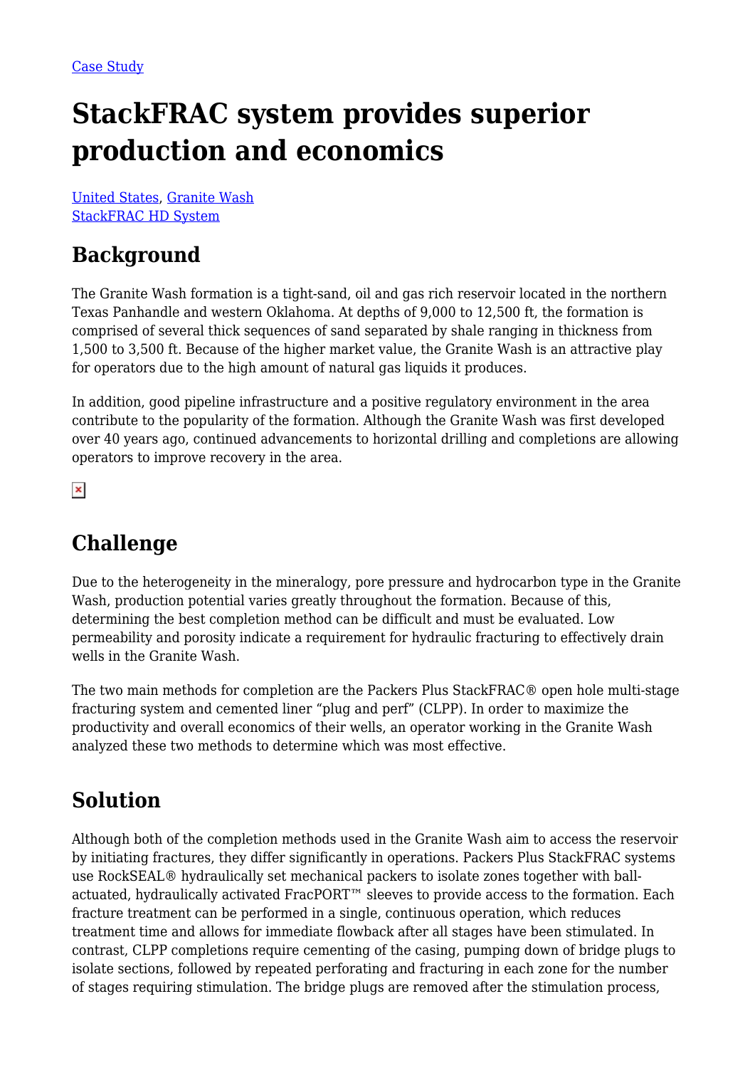Case Study

# StackFRAC system provides superior production and economics

United States, Granite Wash
StackFRAC HD System

## Background

The Granite Wash formation is a tight-sand, oil and gas rich reservoir located in the northern Texas Panhandle and western Oklahoma. At depths of 9,000 to 12,500 ft, the formation is comprised of several thick sequences of sand separated by shale ranging in thickness from 1,500 to 3,500 ft. Because of the higher market value, the Granite Wash is an attractive play for operators due to the high amount of natural gas liquids it produces.

In addition, good pipeline infrastructure and a positive regulatory environment in the area contribute to the popularity of the formation. Although the Granite Wash was first developed over 40 years ago, continued advancements to horizontal drilling and completions are allowing operators to improve recovery in the area.

## Challenge

Due to the heterogeneity in the mineralogy, pore pressure and hydrocarbon type in the Granite Wash, production potential varies greatly throughout the formation. Because of this, determining the best completion method can be difficult and must be evaluated. Low permeability and porosity indicate a requirement for hydraulic fracturing to effectively drain wells in the Granite Wash.

The two main methods for completion are the Packers Plus StackFRAC® open hole multi-stage fracturing system and cemented liner "plug and perf" (CLPP). In order to maximize the productivity and overall economics of their wells, an operator working in the Granite Wash analyzed these two methods to determine which was most effective.

## Solution

Although both of the completion methods used in the Granite Wash aim to access the reservoir by initiating fractures, they differ significantly in operations. Packers Plus StackFRAC systems use RockSEAL® hydraulically set mechanical packers to isolate zones together with ball-actuated, hydraulically activated FracPORT™ sleeves to provide access to the formation. Each fracture treatment can be performed in a single, continuous operation, which reduces treatment time and allows for immediate flowback after all stages have been stimulated. In contrast, CLPP completions require cementing of the casing, pumping down of bridge plugs to isolate sections, followed by repeated perforating and fracturing in each zone for the number of stages requiring stimulation. The bridge plugs are removed after the stimulation process,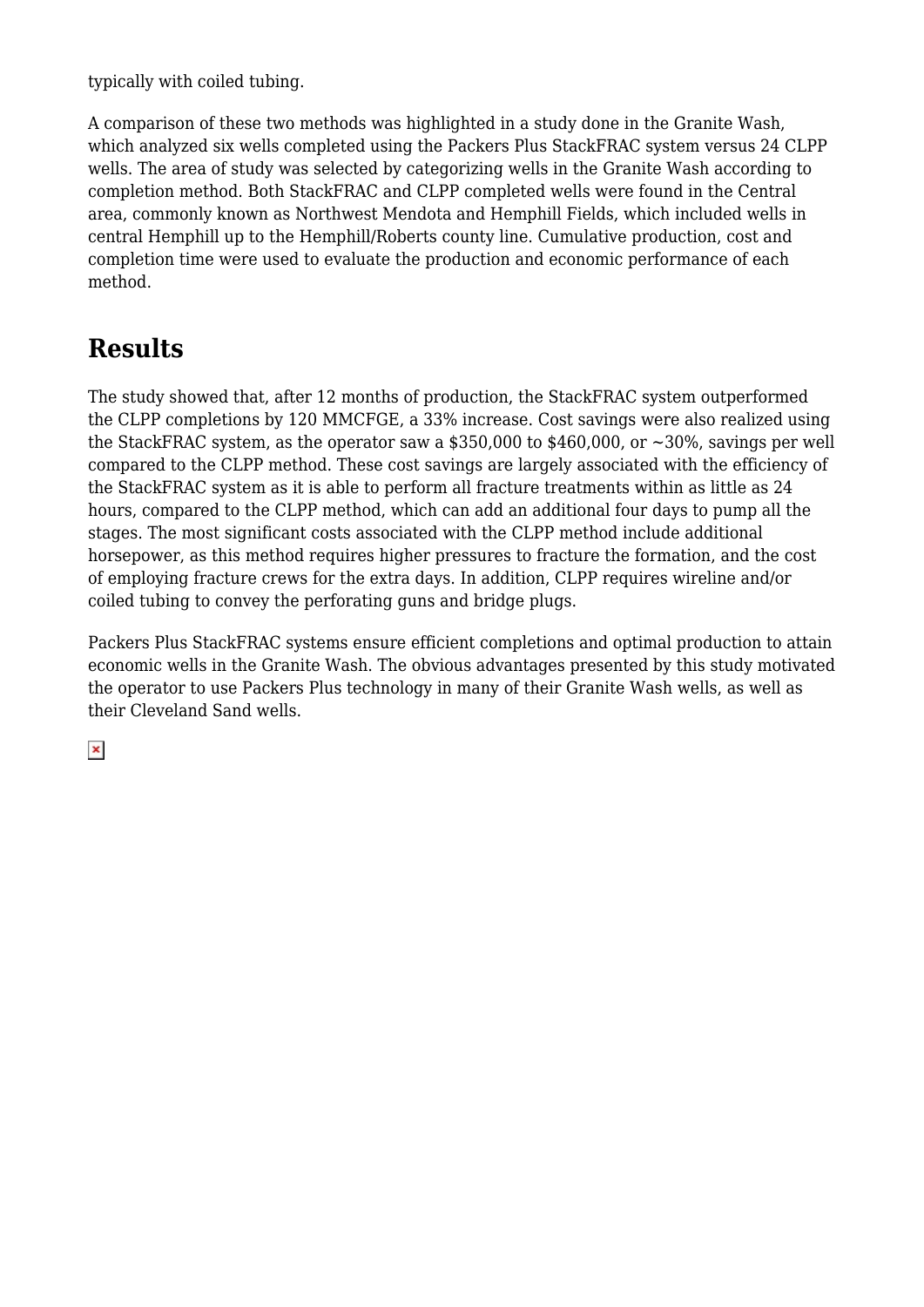typically with coiled tubing.

A comparison of these two methods was highlighted in a study done in the Granite Wash, which analyzed six wells completed using the Packers Plus StackFRAC system versus 24 CLPP wells. The area of study was selected by categorizing wells in the Granite Wash according to completion method. Both StackFRAC and CLPP completed wells were found in the Central area, commonly known as Northwest Mendota and Hemphill Fields, which included wells in central Hemphill up to the Hemphill/Roberts county line. Cumulative production, cost and completion time were used to evaluate the production and economic performance of each method.

## Results

The study showed that, after 12 months of production, the StackFRAC system outperformed the CLPP completions by 120 MMCFGE, a 33% increase. Cost savings were also realized using the StackFRAC system, as the operator saw a $350,000 to $460,000, or ~30%, savings per well compared to the CLPP method. These cost savings are largely associated with the efficiency of the StackFRAC system as it is able to perform all fracture treatments within as little as 24 hours, compared to the CLPP method, which can add an additional four days to pump all the stages. The most significant costs associated with the CLPP method include additional horsepower, as this method requires higher pressures to fracture the formation, and the cost of employing fracture crews for the extra days. In addition, CLPP requires wireline and/or coiled tubing to convey the perforating guns and bridge plugs.

Packers Plus StackFRAC systems ensure efficient completions and optimal production to attain economic wells in the Granite Wash. The obvious advantages presented by this study motivated the operator to use Packers Plus technology in many of their Granite Wash wells, as well as their Cleveland Sand wells.